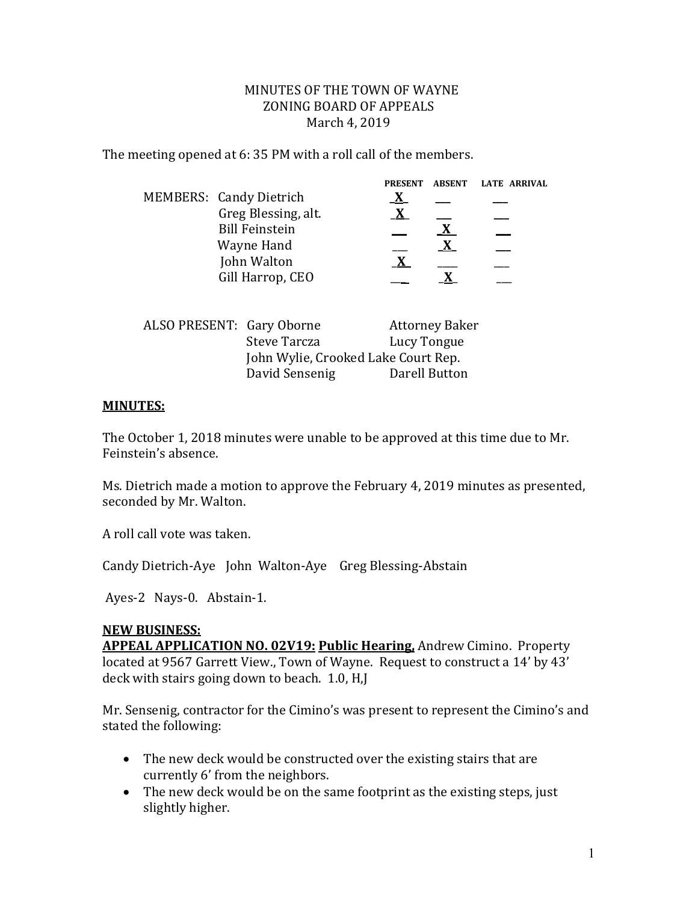MINUTES OF THE TOWN OF WAYNE
ZONING BOARD OF APPEALS
March 4, 2019

The meeting opened at 6: 35 PM with a roll call of the members.

| MEMBERS: | PRESENT | ABSENT | LATE ARRIVAL |
|---|---|---|---|
| Candy Dietrich | X | | |
| Greg Blessing, alt. | X | | |
| Bill Feinstein | | X | |
| Wayne Hand | | X | |
| John Walton | X | | |
| Gill Harrop, CEO | | X | |

ALSO PRESENT: Gary Oborne, Attorney Baker, Steve Tarcza, Lucy Tongue, John Wylie, Crooked Lake Court Rep., David Sensenig, Darell Button

**MINUTES:**

The October 1, 2018 minutes were unable to be approved at this time due to Mr. Feinstein's absence.

Ms. Dietrich made a motion to approve the February 4, 2019 minutes as presented, seconded by Mr. Walton.

A roll call vote was taken.

Candy Dietrich-Aye John Walton-Aye Greg Blessing-Abstain

Ayes-2 Nays-0. Abstain-1.

**NEW BUSINESS:**

**APPEAL APPLICATION NO. 02V19: Public Hearing,** Andrew Cimino. Property located at 9567 Garrett View., Town of Wayne. Request to construct a 14' by 43' deck with stairs going down to beach. 1.0, H,J

Mr. Sensenig, contractor for the Cimino's was present to represent the Cimino's and stated the following:

- The new deck would be constructed over the existing stairs that are currently 6' from the neighbors.
- The new deck would be on the same footprint as the existing steps, just slightly higher.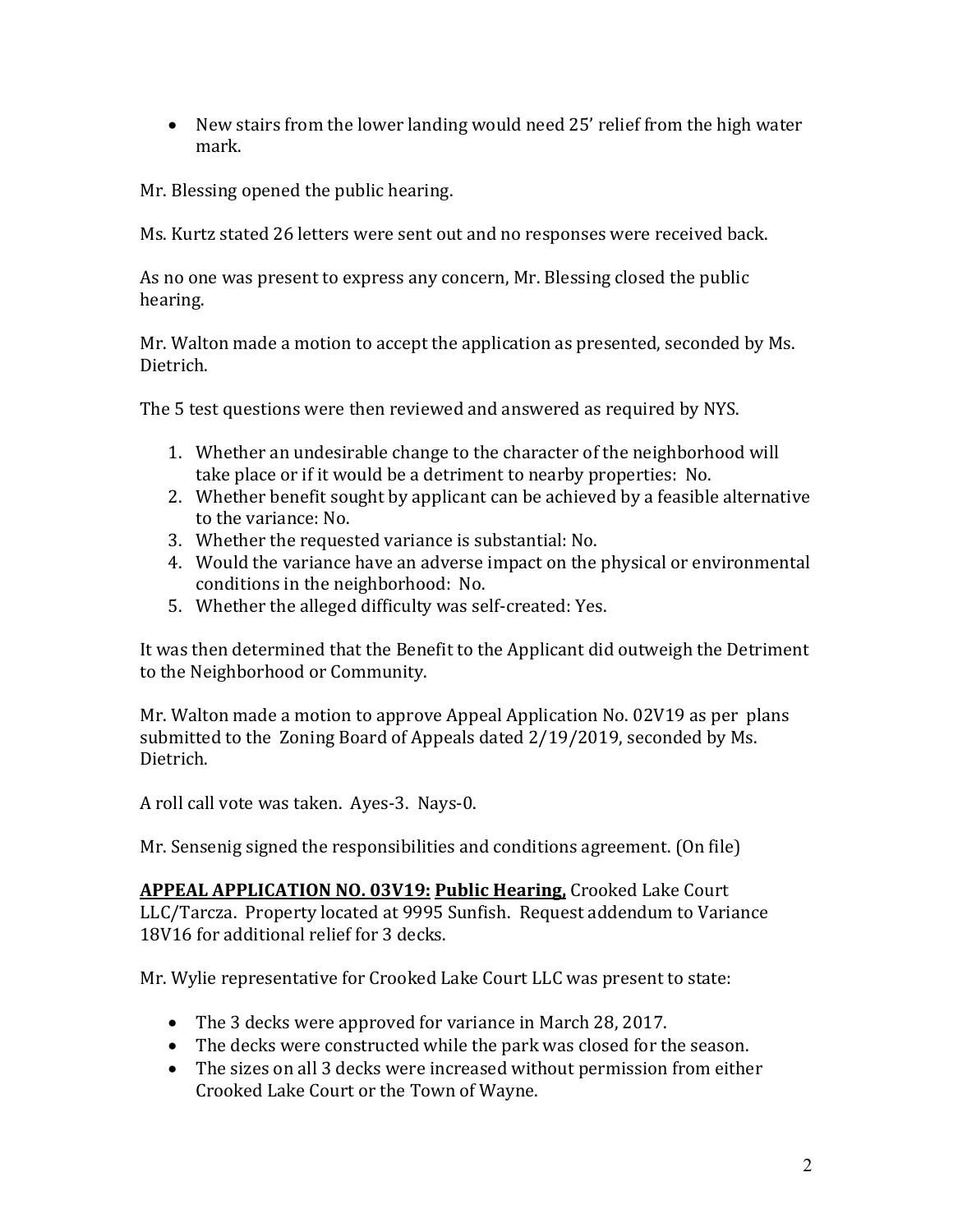- New stairs from the lower landing would need 25' relief from the high water mark.

Mr. Blessing opened the public hearing.

Ms. Kurtz stated 26 letters were sent out and no responses were received back.

As no one was present to express any concern, Mr. Blessing closed the public hearing.

Mr. Walton made a motion to accept the application as presented, seconded by Ms. Dietrich.

The 5 test questions were then reviewed and answered as required by NYS.

1. Whether an undesirable change to the character of the neighborhood will take place or if it would be a detriment to nearby properties: No.
2. Whether benefit sought by applicant can be achieved by a feasible alternative to the variance: No.
3. Whether the requested variance is substantial: No.
4. Would the variance have an adverse impact on the physical or environmental conditions in the neighborhood: No.
5. Whether the alleged difficulty was self-created: Yes.

It was then determined that the Benefit to the Applicant did outweigh the Detriment to the Neighborhood or Community.

Mr. Walton made a motion to approve Appeal Application No. 02V19 as per plans submitted to the Zoning Board of Appeals dated 2/19/2019, seconded by Ms. Dietrich.

A roll call vote was taken. Ayes-3. Nays-0.

Mr. Sensenig signed the responsibilities and conditions agreement. (On file)

**APPEAL APPLICATION NO. 03V19: Public Hearing,** Crooked Lake Court LLC/Tarcza. Property located at 9995 Sunfish. Request addendum to Variance 18V16 for additional relief for 3 decks.

Mr. Wylie representative for Crooked Lake Court LLC was present to state:

- The 3 decks were approved for variance in March 28, 2017.
- The decks were constructed while the park was closed for the season.
- The sizes on all 3 decks were increased without permission from either Crooked Lake Court or the Town of Wayne.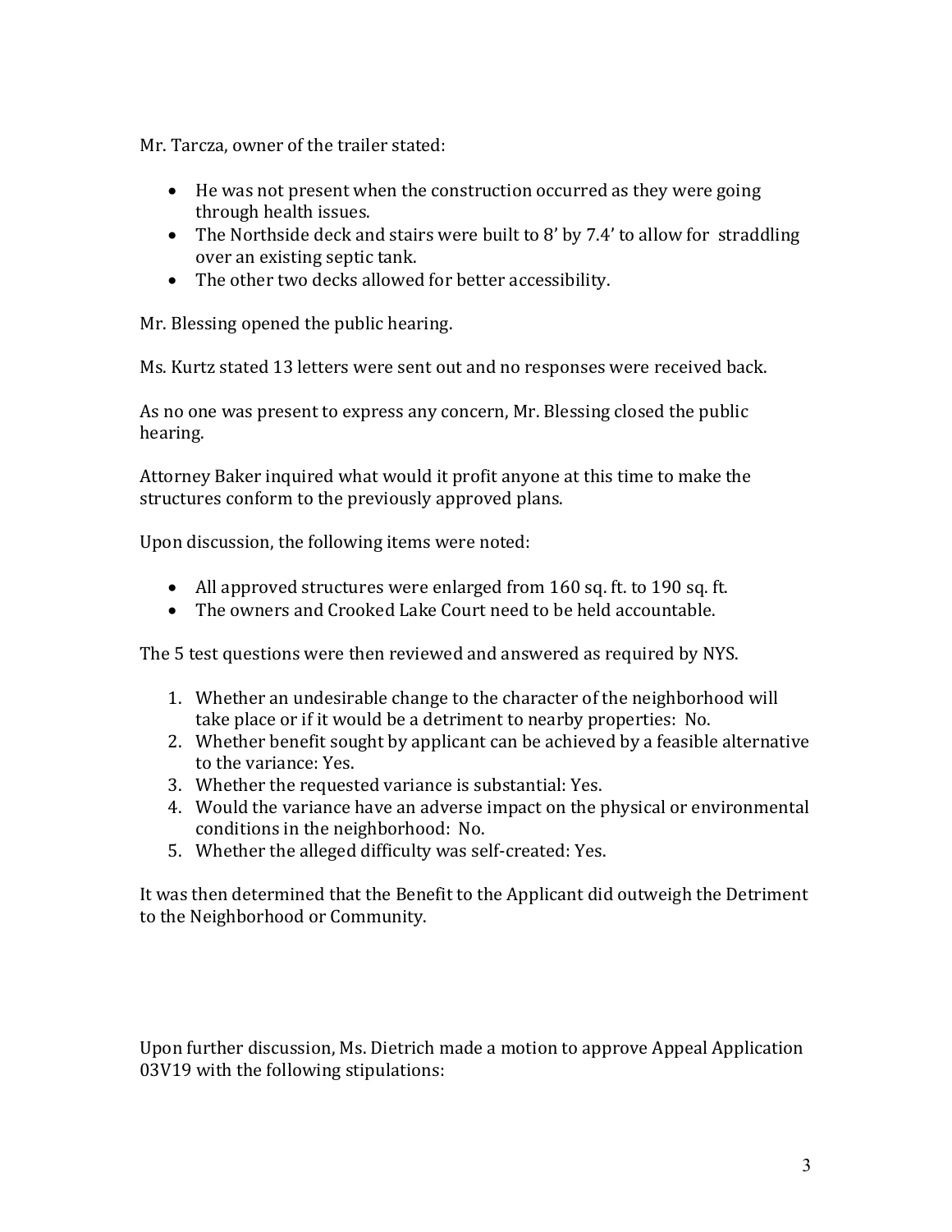Mr. Tarcza, owner of the trailer stated:

- He was not present when the construction occurred as they were going through health issues.
- The Northside deck and stairs were built to 8' by 7.4' to allow for straddling over an existing septic tank.
- The other two decks allowed for better accessibility.

Mr. Blessing opened the public hearing.

Ms. Kurtz stated 13 letters were sent out and no responses were received back.

As no one was present to express any concern, Mr. Blessing closed the public hearing.

Attorney Baker inquired what would it profit anyone at this time to make the structures conform to the previously approved plans.

Upon discussion, the following items were noted:

- All approved structures were enlarged from 160 sq. ft. to 190 sq. ft.
- The owners and Crooked Lake Court need to be held accountable.

The 5 test questions were then reviewed and answered as required by NYS.

1. Whether an undesirable change to the character of the neighborhood will take place or if it would be a detriment to nearby properties: No.
2. Whether benefit sought by applicant can be achieved by a feasible alternative to the variance: Yes.
3. Whether the requested variance is substantial: Yes.
4. Would the variance have an adverse impact on the physical or environmental conditions in the neighborhood: No.
5. Whether the alleged difficulty was self-created: Yes.

It was then determined that the Benefit to the Applicant did outweigh the Detriment to the Neighborhood or Community.

Upon further discussion, Ms. Dietrich made a motion to approve Appeal Application 03V19 with the following stipulations: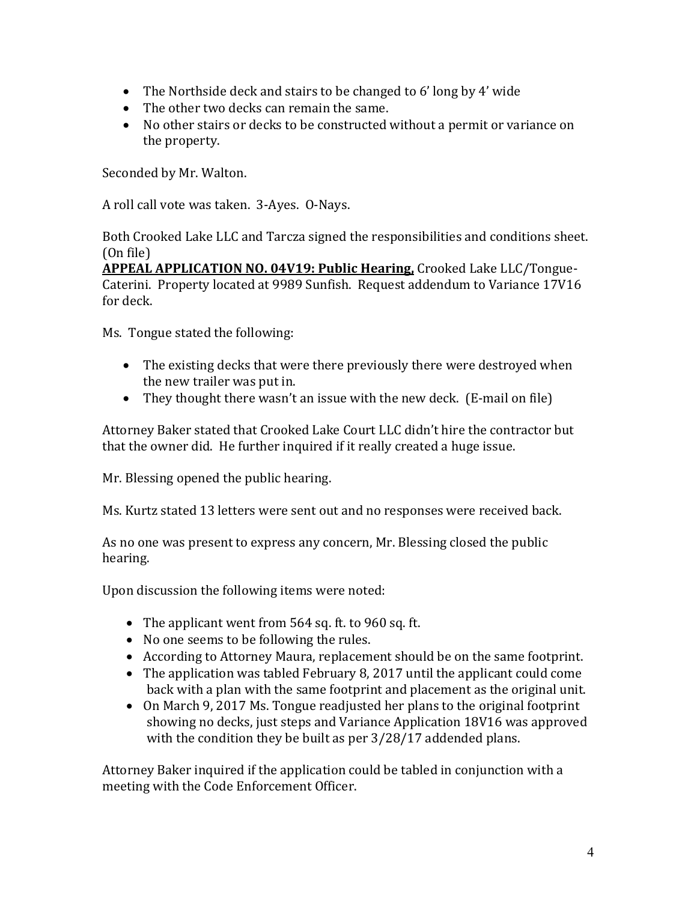- The Northside deck and stairs to be changed to 6' long by 4' wide
- The other two decks can remain the same.
- No other stairs or decks to be constructed without a permit or variance on the property.

Seconded by Mr. Walton.

A roll call vote was taken. 3-Ayes. 0-Nays.

Both Crooked Lake LLC and Tarcza signed the responsibilities and conditions sheet. (On file)

**APPEAL APPLICATION NO. 04V19: Public Hearing,** Crooked Lake LLC/Tongue-Caterini. Property located at 9989 Sunfish. Request addendum to Variance 17V16 for deck.

Ms. Tongue stated the following:

- The existing decks that were there previously there were destroyed when the new trailer was put in.
- They thought there wasn't an issue with the new deck. (E-mail on file)

Attorney Baker stated that Crooked Lake Court LLC didn't hire the contractor but that the owner did. He further inquired if it really created a huge issue.

Mr. Blessing opened the public hearing.

Ms. Kurtz stated 13 letters were sent out and no responses were received back.

As no one was present to express any concern, Mr. Blessing closed the public hearing.

Upon discussion the following items were noted:

- The applicant went from 564 sq. ft. to 960 sq. ft.
- No one seems to be following the rules.
- According to Attorney Maura, replacement should be on the same footprint.
- The application was tabled February 8, 2017 until the applicant could come back with a plan with the same footprint and placement as the original unit.
- On March 9, 2017 Ms. Tongue readjusted her plans to the original footprint showing no decks, just steps and Variance Application 18V16 was approved with the condition they be built as per 3/28/17 addended plans.

Attorney Baker inquired if the application could be tabled in conjunction with a meeting with the Code Enforcement Officer.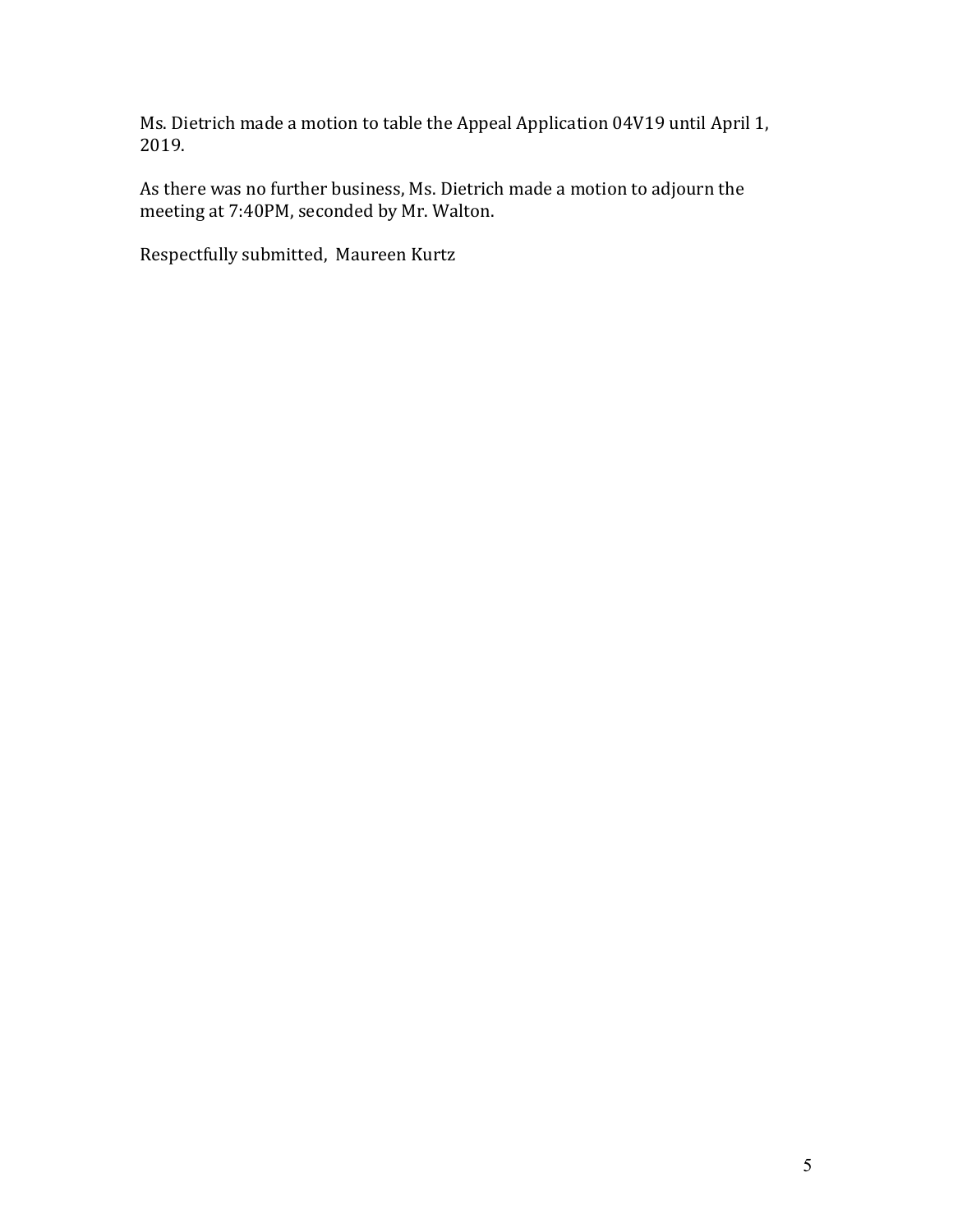Ms. Dietrich made a motion to table the Appeal Application 04V19 until April 1, 2019.

As there was no further business, Ms. Dietrich made a motion to adjourn the meeting at 7:40PM, seconded by Mr. Walton.

Respectfully submitted, Maureen Kurtz